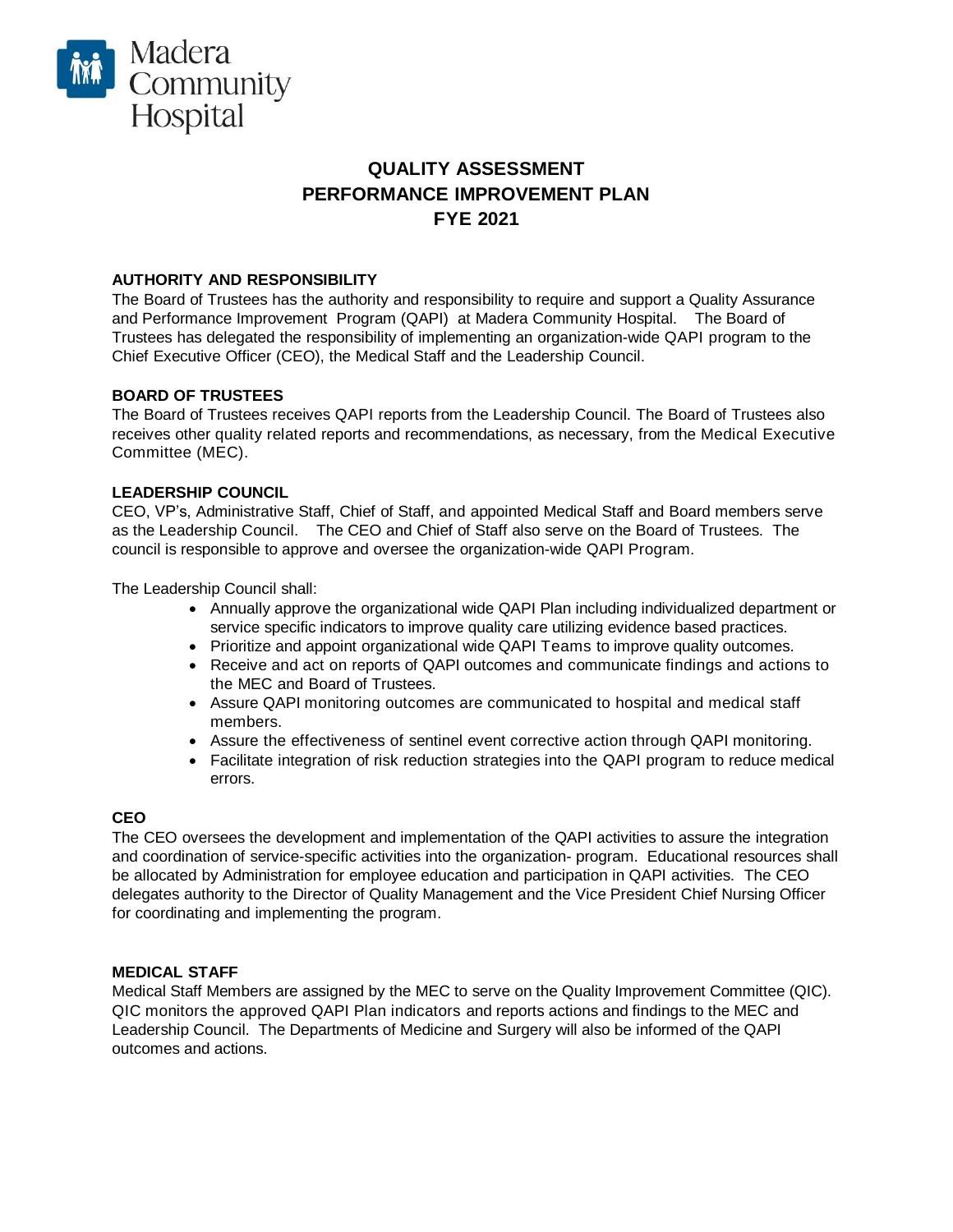Madera Community Hospital

# QUALITY ASSESSMENT
# PERFORMANCE IMPROVEMENT PLAN
# FYE 2021

## AUTHORITY AND RESPONSIBILITY

The Board of Trustees has the authority and responsibility to require and support a Quality Assurance and Performance Improvement Program (QAPI) at Madera Community Hospital. The Board of Trustees has delegated the responsibility of implementing an organization-wide QAPI program to the Chief Executive Officer (CEO), the Medical Staff and the Leadership Council.

## BOARD OF TRUSTEES

The Board of Trustees receives QAPI reports from the Leadership Council. The Board of Trustees also receives other quality related reports and recommendations, as necessary, from the Medical Executive Committee (MEC).

## LEADERSHIP COUNCIL

CEO, VP's, Administrative Staff, Chief of Staff, and appointed Medical Staff and Board members serve as the Leadership Council. The CEO and Chief of Staff also serve on the Board of Trustees. The council is responsible to approve and oversee the organization-wide QAPI Program.

The Leadership Council shall:

- Annually approve the organizational wide QAPI Plan including individualized department or service specific indicators to improve quality care utilizing evidence based practices.
- Prioritize and appoint organizational wide QAPI Teams to improve quality outcomes.
- Receive and act on reports of QAPI outcomes and communicate findings and actions to the MEC and Board of Trustees.
- Assure QAPI monitoring outcomes are communicated to hospital and medical staff members.
- Assure the effectiveness of sentinel event corrective action through QAPI monitoring.
- Facilitate integration of risk reduction strategies into the QAPI program to reduce medical errors.

## CEO

The CEO oversees the development and implementation of the QAPI activities to assure the integration and coordination of service-specific activities into the organization- program. Educational resources shall be allocated by Administration for employee education and participation in QAPI activities. The CEO delegates authority to the Director of Quality Management and the Vice President Chief Nursing Officer for coordinating and implementing the program.

## MEDICAL STAFF

Medical Staff Members are assigned by the MEC to serve on the Quality Improvement Committee (QIC). QIC monitors the approved QAPI Plan indicators and reports actions and findings to the MEC and Leadership Council. The Departments of Medicine and Surgery will also be informed of the QAPI outcomes and actions.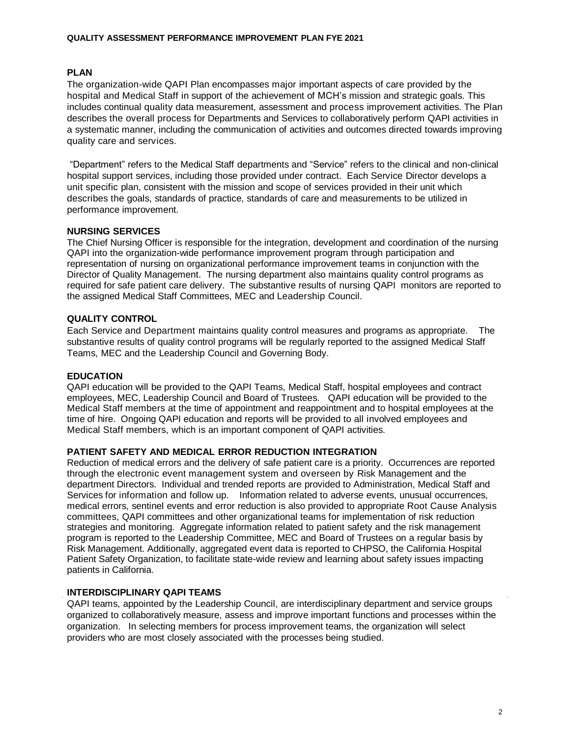## PLAN

The organization-wide QAPI Plan encompasses major important aspects of care provided by the hospital and Medical Staff in support of the achievement of MCH's mission and strategic goals. This includes continual quality data measurement, assessment and process improvement activities. The Plan describes the overall process for Departments and Services to collaboratively perform QAPI activities in a systematic manner, including the communication of activities and outcomes directed towards improving quality care and services.

"Department" refers to the Medical Staff departments and "Service" refers to the clinical and non-clinical hospital support services, including those provided under contract. Each Service Director develops a unit specific plan, consistent with the mission and scope of services provided in their unit which describes the goals, standards of practice, standards of care and measurements to be utilized in performance improvement.

## NURSING SERVICES

The Chief Nursing Officer is responsible for the integration, development and coordination of the nursing QAPI into the organization-wide performance improvement program through participation and representation of nursing on organizational performance improvement teams in conjunction with the Director of Quality Management. The nursing department also maintains quality control programs as required for safe patient care delivery. The substantive results of nursing QAPI monitors are reported to the assigned Medical Staff Committees, MEC and Leadership Council.

## QUALITY CONTROL

Each Service and Department maintains quality control measures and programs as appropriate. The substantive results of quality control programs will be regularly reported to the assigned Medical Staff Teams, MEC and the Leadership Council and Governing Body.

## EDUCATION

QAPI education will be provided to the QAPI Teams, Medical Staff, hospital employees and contract employees, MEC, Leadership Council and Board of Trustees. QAPI education will be provided to the Medical Staff members at the time of appointment and reappointment and to hospital employees at the time of hire. Ongoing QAPI education and reports will be provided to all involved employees and Medical Staff members, which is an important component of QAPI activities.

## PATIENT SAFETY AND MEDICAL ERROR REDUCTION INTEGRATION

Reduction of medical errors and the delivery of safe patient care is a priority. Occurrences are reported through the electronic event management system and overseen by Risk Management and the department Directors. Individual and trended reports are provided to Administration, Medical Staff and Services for information and follow up. Information related to adverse events, unusual occurrences, medical errors, sentinel events and error reduction is also provided to appropriate Root Cause Analysis committees, QAPI committees and other organizational teams for implementation of risk reduction strategies and monitoring. Aggregate information related to patient safety and the risk management program is reported to the Leadership Committee, MEC and Board of Trustees on a regular basis by Risk Management. Additionally, aggregated event data is reported to CHPSO, the California Hospital Patient Safety Organization, to facilitate state-wide review and learning about safety issues impacting patients in California.

## INTERDISCIPLINARY QAPI TEAMS

QAPI teams, appointed by the Leadership Council, are interdisciplinary department and service groups organized to collaboratively measure, assess and improve important functions and processes within the organization. In selecting members for process improvement teams, the organization will select providers who are most closely associated with the processes being studied.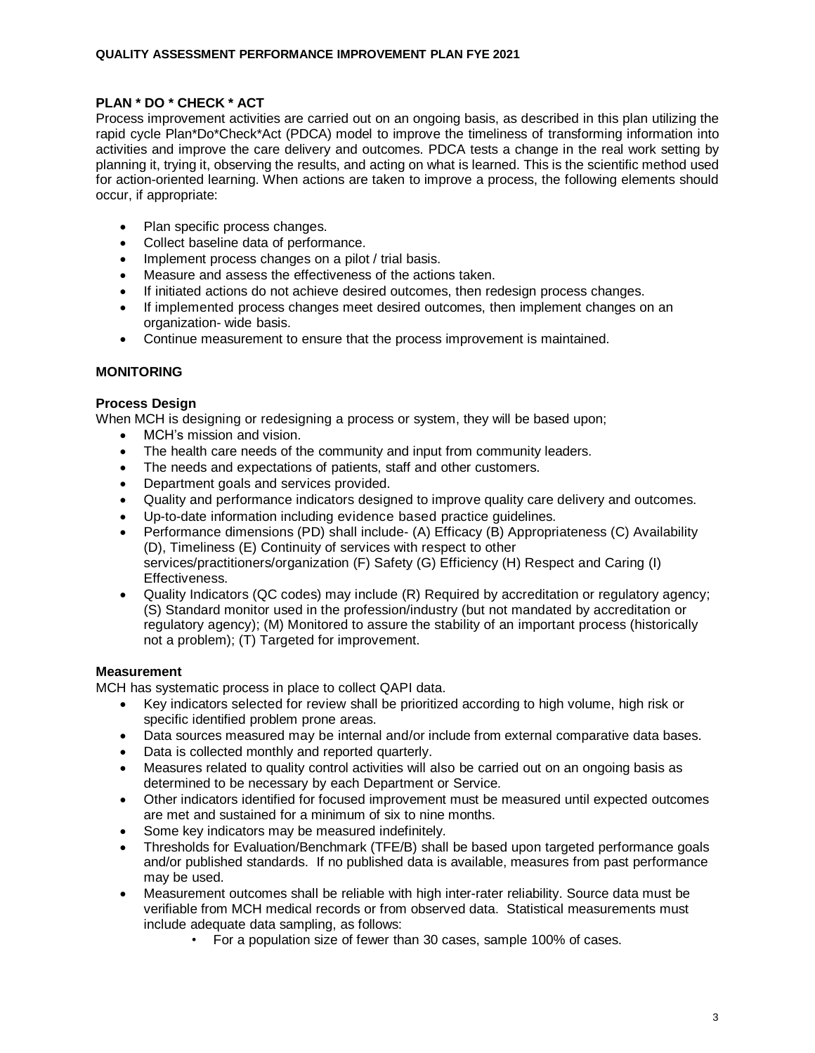## PLAN * DO * CHECK * ACT

Process improvement activities are carried out on an ongoing basis, as described in this plan utilizing the rapid cycle Plan*Do*Check*Act (PDCA) model to improve the timeliness of transforming information into activities and improve the care delivery and outcomes. PDCA tests a change in the real work setting by planning it, trying it, observing the results, and acting on what is learned. This is the scientific method used for action-oriented learning. When actions are taken to improve a process, the following elements should occur, if appropriate:

- Plan specific process changes.
- Collect baseline data of performance.
- Implement process changes on a pilot / trial basis.
- Measure and assess the effectiveness of the actions taken.
- If initiated actions do not achieve desired outcomes, then redesign process changes.
- If implemented process changes meet desired outcomes, then implement changes on an organization- wide basis.
- Continue measurement to ensure that the process improvement is maintained.

## MONITORING

### Process Design

When MCH is designing or redesigning a process or system, they will be based upon;

- MCH's mission and vision.
- The health care needs of the community and input from community leaders.
- The needs and expectations of patients, staff and other customers.
- Department goals and services provided.
- Quality and performance indicators designed to improve quality care delivery and outcomes.
- Up-to-date information including evidence based practice guidelines.
- Performance dimensions (PD) shall include- (A) Efficacy (B) Appropriateness (C) Availability (D), Timeliness (E) Continuity of services with respect to other services/practitioners/organization (F) Safety (G) Efficiency (H) Respect and Caring (I) Effectiveness.
- Quality Indicators (QC codes) may include (R) Required by accreditation or regulatory agency; (S) Standard monitor used in the profession/industry (but not mandated by accreditation or regulatory agency); (M) Monitored to assure the stability of an important process (historically not a problem); (T) Targeted for improvement.

### Measurement

MCH has systematic process in place to collect QAPI data.

- Key indicators selected for review shall be prioritized according to high volume, high risk or specific identified problem prone areas.
- Data sources measured may be internal and/or include from external comparative data bases.
- Data is collected monthly and reported quarterly.
- Measures related to quality control activities will also be carried out on an ongoing basis as determined to be necessary by each Department or Service.
- Other indicators identified for focused improvement must be measured until expected outcomes are met and sustained for a minimum of six to nine months.
- Some key indicators may be measured indefinitely.
- Thresholds for Evaluation/Benchmark (TFE/B) shall be based upon targeted performance goals and/or published standards. If no published data is available, measures from past performance may be used.
- Measurement outcomes shall be reliable with high inter-rater reliability. Source data must be verifiable from MCH medical records or from observed data. Statistical measurements must include adequate data sampling, as follows:
    - For a population size of fewer than 30 cases, sample 100% of cases.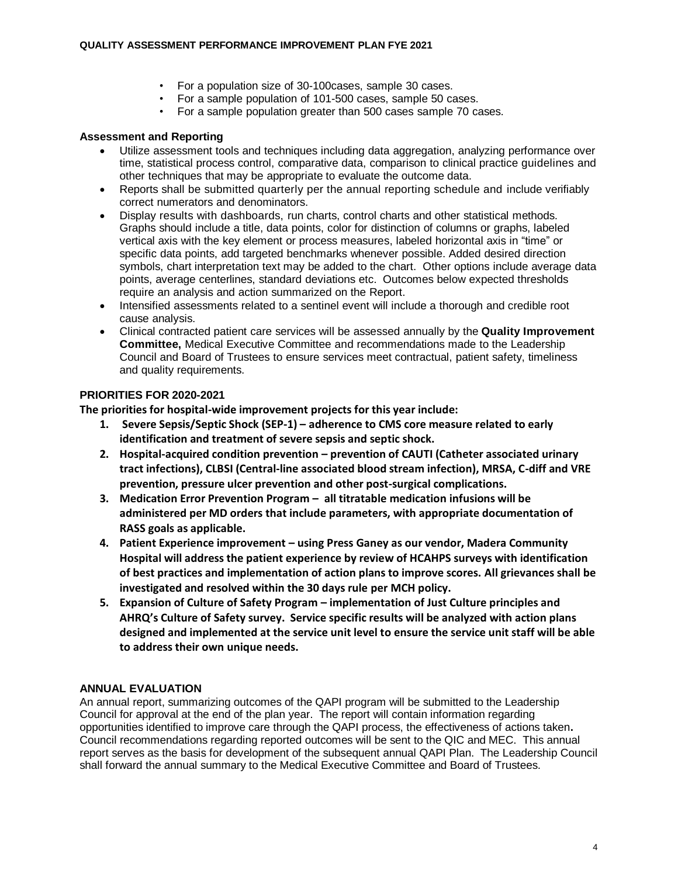- For a population size of 30-100cases, sample 30 cases.
- For a sample population of 101-500 cases, sample 50 cases.
- For a sample population greater than 500 cases sample 70 cases.

**Assessment and Reporting**

- Utilize assessment tools and techniques including data aggregation, analyzing performance over time, statistical process control, comparative data, comparison to clinical practice guidelines and other techniques that may be appropriate to evaluate the outcome data.
- Reports shall be submitted quarterly per the annual reporting schedule and include verifiably correct numerators and denominators.
- Display results with dashboards, run charts, control charts and other statistical methods. Graphs should include a title, data points, color for distinction of columns or graphs, labeled vertical axis with the key element or process measures, labeled horizontal axis in "time" or specific data points, add targeted benchmarks whenever possible. Added desired direction symbols, chart interpretation text may be added to the chart. Other options include average data points, average centerlines, standard deviations etc. Outcomes below expected thresholds require an analysis and action summarized on the Report.
- Intensified assessments related to a sentinel event will include a thorough and credible root cause analysis.
- Clinical contracted patient care services will be assessed annually by the **Quality Improvement Committee,** Medical Executive Committee and recommendations made to the Leadership Council and Board of Trustees to ensure services meet contractual, patient safety, timeliness and quality requirements.

## PRIORITIES FOR 2020-2021

**The priorities for hospital-wide improvement projects for this year include:**

1. **Severe Sepsis/Septic Shock (SEP-1) – adherence to CMS core measure related to early identification and treatment of severe sepsis and septic shock.**
2. **Hospital-acquired condition prevention – prevention of CAUTI (Catheter associated urinary tract infections), CLBSI (Central-line associated blood stream infection), MRSA, C-diff and VRE prevention, pressure ulcer prevention and other post-surgical complications.**
3. **Medication Error Prevention Program – all titratable medication infusions will be administered per MD orders that include parameters, with appropriate documentation of RASS goals as applicable.**
4. **Patient Experience improvement – using Press Ganey as our vendor, Madera Community Hospital will address the patient experience by review of HCAHPS surveys with identification of best practices and implementation of action plans to improve scores. All grievances shall be investigated and resolved within the 30 days rule per MCH policy.**
5. **Expansion of Culture of Safety Program – implementation of Just Culture principles and AHRQ's Culture of Safety survey. Service specific results will be analyzed with action plans designed and implemented at the service unit level to ensure the service unit staff will be able to address their own unique needs.**

## ANNUAL EVALUATION

An annual report, summarizing outcomes of the QAPI program will be submitted to the Leadership Council for approval at the end of the plan year. The report will contain information regarding opportunities identified to improve care through the QAPI process, the effectiveness of actions taken**.** Council recommendations regarding reported outcomes will be sent to the QIC and MEC. This annual report serves as the basis for development of the subsequent annual QAPI Plan. The Leadership Council shall forward the annual summary to the Medical Executive Committee and Board of Trustees.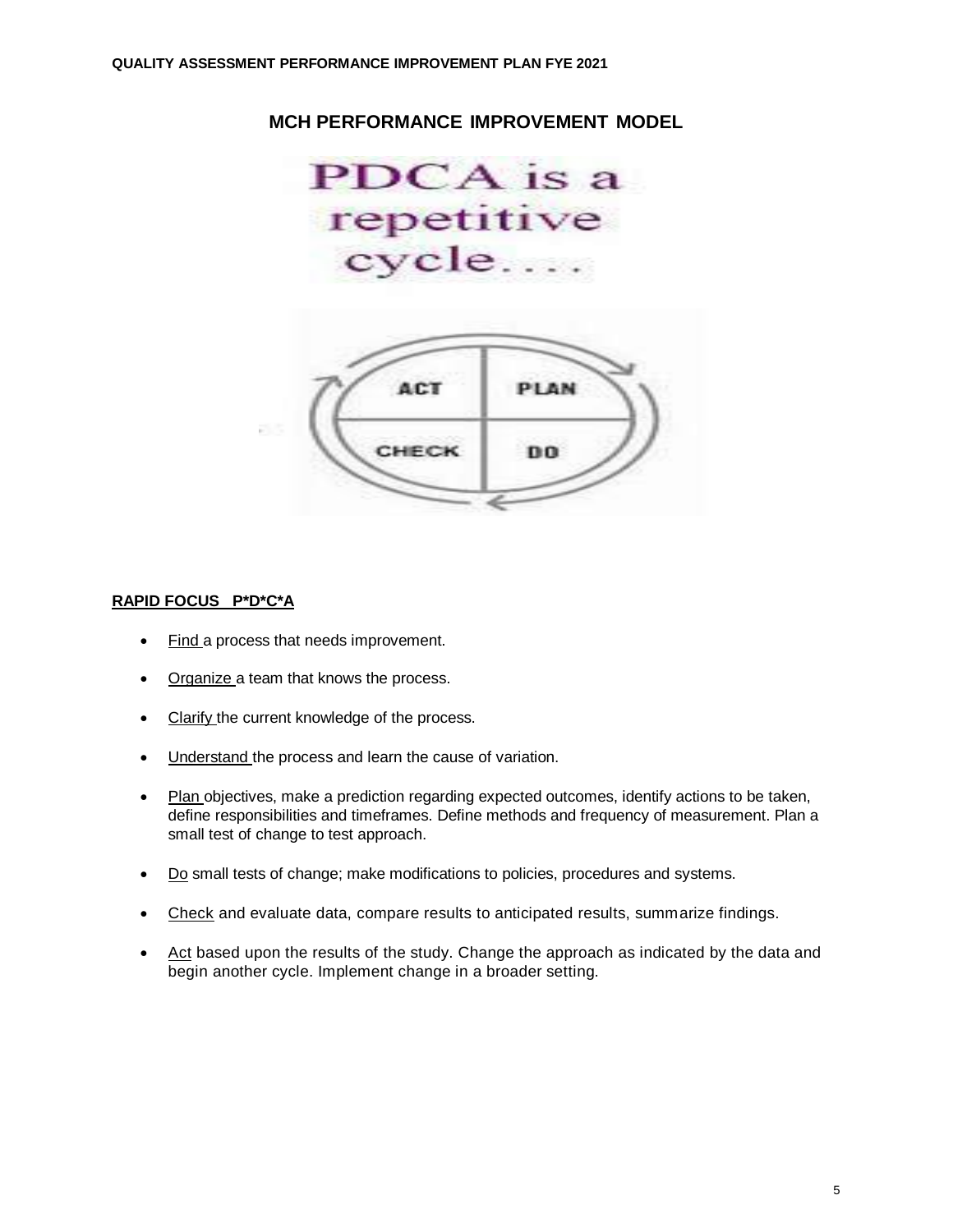## MCH PERFORMANCE IMPROVEMENT MODEL

PDCA is a repetitive cycle....

ACT
PLAN
CHECK
DO

**RAPID FOCUS P*D*C*A**

- Find a process that needs improvement.
- Organize a team that knows the process.
- Clarify the current knowledge of the process.
- Understand the process and learn the cause of variation.
- Plan objectives, make a prediction regarding expected outcomes, identify actions to be taken, define responsibilities and timeframes. Define methods and frequency of measurement. Plan a small test of change to test approach.
- Do small tests of change; make modifications to policies, procedures and systems.
- Check and evaluate data, compare results to anticipated results, summarize findings.
- Act based upon the results of the study. Change the approach as indicated by the data and begin another cycle. Implement change in a broader setting.